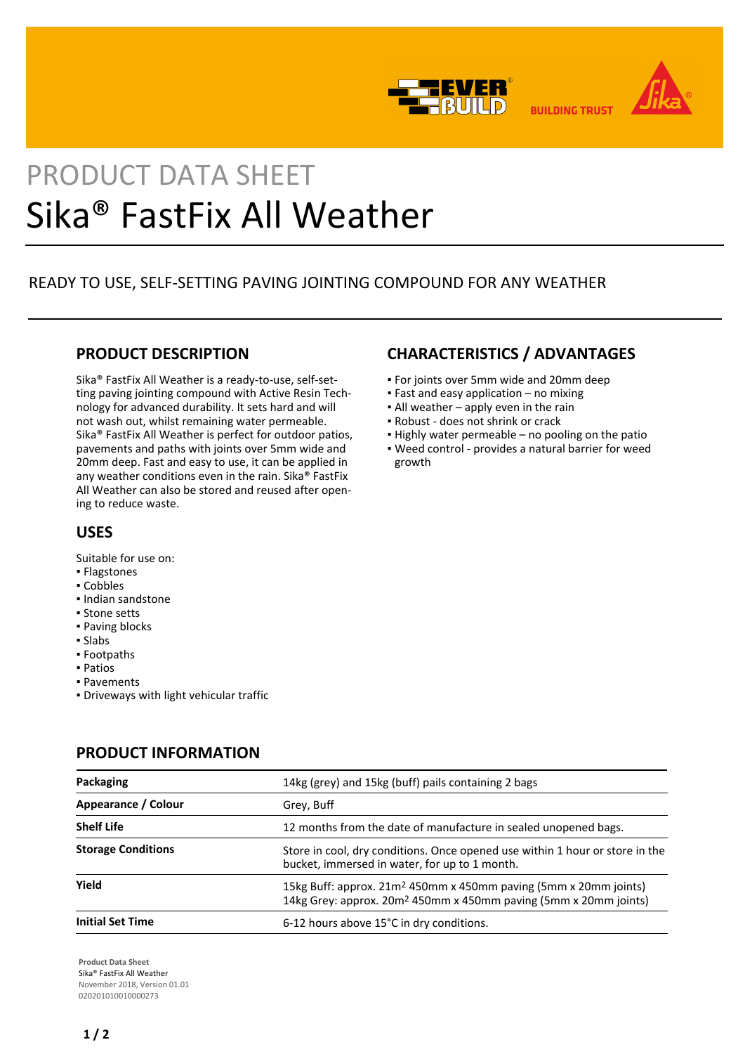PRODUCT DATA SHEET

# Sika® FastFix All Weather

READY TO USE, SELF-SETTING PAVING JOINTING COMPOUND FOR ANY WEATHER

## PRODUCT DESCRIPTION

Sika® FastFix All Weather is a ready-to-use, self-setting paving jointing compound with Active Resin Technology for advanced durability. It sets hard and will not wash out, whilst remaining water permeable. Sika® FastFix All Weather is perfect for outdoor patios, pavements and paths with joints over 5mm wide and 20mm deep. Fast and easy to use, it can be applied in any weather conditions even in the rain. Sika® FastFix All Weather can also be stored and reused after opening to reduce waste.

## USES

Suitable for use on:

- Flagstones
- Cobbles
- Indian sandstone
- Stone setts
- Paving blocks
- Slabs
- Footpaths
- Patios
- Pavements
- Driveways with light vehicular traffic

## CHARACTERISTICS / ADVANTAGES

- For joints over 5mm wide and 20mm deep
- Fast and easy application – no mixing
- All weather – apply even in the rain
- Robust - does not shrink or crack
- Highly water permeable – no pooling on the patio
- Weed control - provides a natural barrier for weed growth

## PRODUCT INFORMATION

| | |
|---|---|
| **Packaging** | 14kg (grey) and 15kg (buff) pails containing 2 bags |
| **Appearance / Colour** | Grey, Buff |
| **Shelf Life** | 12 months from the date of manufacture in sealed unopened bags. |
| **Storage Conditions** | Store in cool, dry conditions. Once opened use within 1 hour or store in the bucket, immersed in water, for up to 1 month. |
| **Yield** | 15kg Buff: approx. 21m² 450mm x 450mm paving (5mm x 20mm joints)<br>14kg Grey: approx. 20m² 450mm x 450mm paving (5mm x 20mm joints) |
| **Initial Set Time** | 6-12 hours above 15°C in dry conditions. |

**Product Data Sheet**
Sika® FastFix All Weather
November 2018, Version 01.01
020201010010000273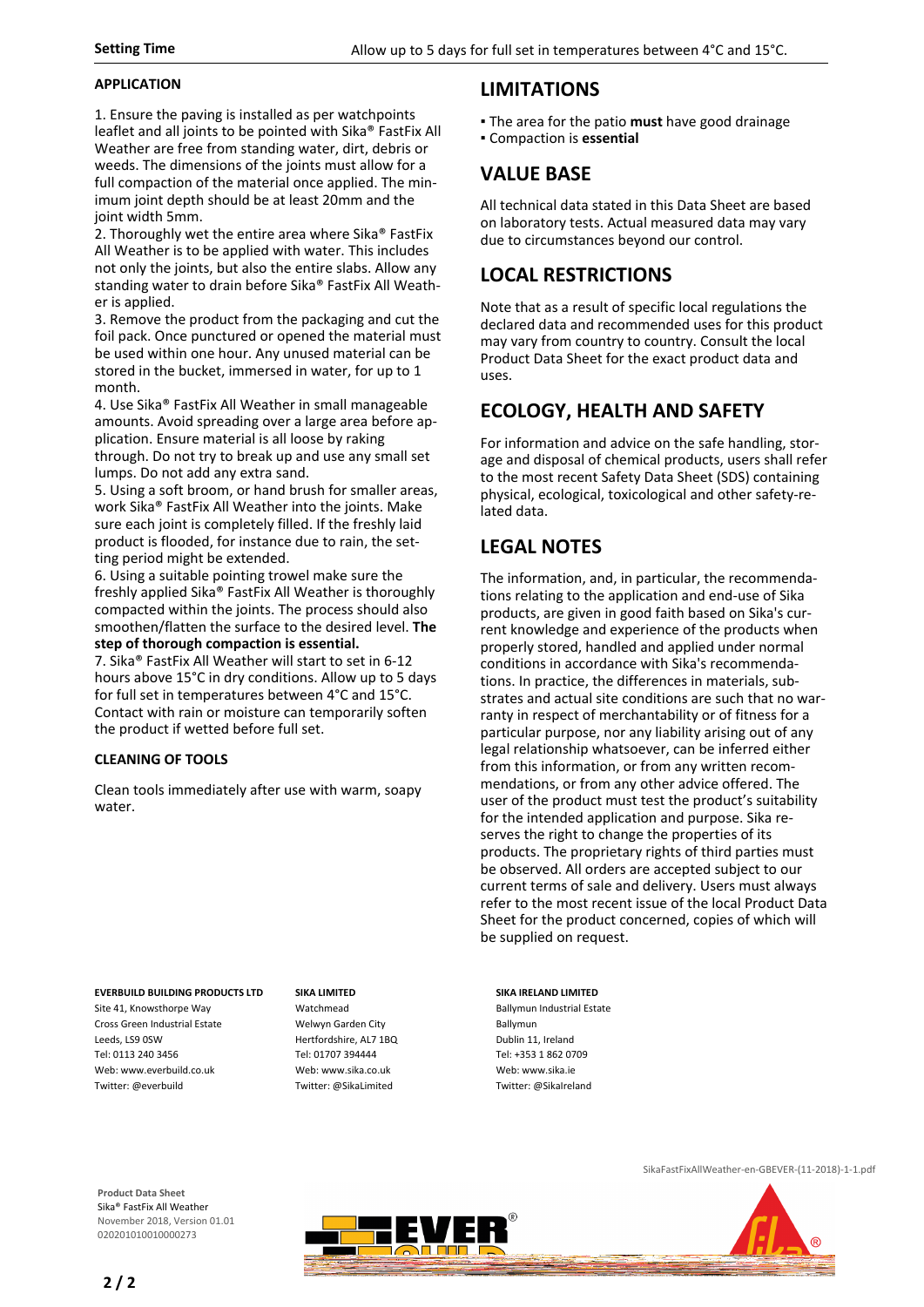| | |
|---|---|
| **Setting Time** | Allow up to 5 days for full set in temperatures between 4°C and 15°C. |

### APPLICATION

1. Ensure the paving is installed as per watchpoints leaflet and all joints to be pointed with Sika® FastFix All Weather are free from standing water, dirt, debris or weeds. The dimensions of the joints must allow for a full compaction of the material once applied. The minimum joint depth should be at least 20mm and the joint width 5mm.
2. Thoroughly wet the entire area where Sika® FastFix All Weather is to be applied with water. This includes not only the joints, but also the entire slabs. Allow any standing water to drain before Sika® FastFix All Weather is applied.
3. Remove the product from the packaging and cut the foil pack. Once punctured or opened the material must be used within one hour. Any unused material can be stored in the bucket, immersed in water, for up to 1 month.
4. Use Sika® FastFix All Weather in small manageable amounts. Avoid spreading over a large area before application. Ensure material is all loose by raking through. Do not try to break up and use any small set lumps. Do not add any extra sand.
5. Using a soft broom, or hand brush for smaller areas, work Sika® FastFix All Weather into the joints. Make sure each joint is completely filled. If the freshly laid product is flooded, for instance due to rain, the setting period might be extended.
6. Using a suitable pointing trowel make sure the freshly applied Sika® FastFix All Weather is thoroughly compacted within the joints. The process should also smoothen/flatten the surface to the desired level. **The step of thorough compaction is essential.**
7. Sika® FastFix All Weather will start to set in 6-12 hours above 15°C in dry conditions. Allow up to 5 days for full set in temperatures between 4°C and 15°C. Contact with rain or moisture can temporarily soften the product if wetted before full set.

### CLEANING OF TOOLS

Clean tools immediately after use with warm, soapy water.

## LIMITATIONS

- The area for the patio **must** have good drainage
- Compaction is **essential**

## VALUE BASE

All technical data stated in this Data Sheet are based on laboratory tests. Actual measured data may vary due to circumstances beyond our control.

## LOCAL RESTRICTIONS

Note that as a result of specific local regulations the declared data and recommended uses for this product may vary from country to country. Consult the local Product Data Sheet for the exact product data and uses.

## ECOLOGY, HEALTH AND SAFETY

For information and advice on the safe handling, storage and disposal of chemical products, users shall refer to the most recent Safety Data Sheet (SDS) containing physical, ecological, toxicological and other safety-related data.

## LEGAL NOTES

The information, and, in particular, the recommendations relating to the application and end-use of Sika products, are given in good faith based on Sika's current knowledge and experience of the products when properly stored, handled and applied under normal conditions in accordance with Sika's recommendations. In practice, the differences in materials, substrates and actual site conditions are such that no warranty in respect of merchantability or of fitness for a particular purpose, nor any liability arising out of any legal relationship whatsoever, can be inferred either from this information, or from any written recommendations, or from any other advice offered. The user of the product must test the product's suitability for the intended application and purpose. Sika reserves the right to change the properties of its products. The proprietary rights of third parties must be observed. All orders are accepted subject to our current terms of sale and delivery. Users must always refer to the most recent issue of the local Product Data Sheet for the product concerned, copies of which will be supplied on request.

**EVERBUILD BUILDING PRODUCTS LTD**
Site 41, Knowsthorpe Way
Cross Green Industrial Estate
Leeds, LS9 0SW
Tel: 0113 240 3456
Web: www.everbuild.co.uk
Twitter: @everbuild

**SIKA LIMITED**
Watchmead
Welwyn Garden City
Hertfordshire, AL7 1BQ
Tel: 01707 394444
Web: www.sika.co.uk
Twitter: @SikaLimited

**SIKA IRELAND LIMITED**
Ballymun Industrial Estate
Ballymun
Dublin 11, Ireland
Tel: +353 1 862 0709
Web: www.sika.ie
Twitter: @SikaIreland